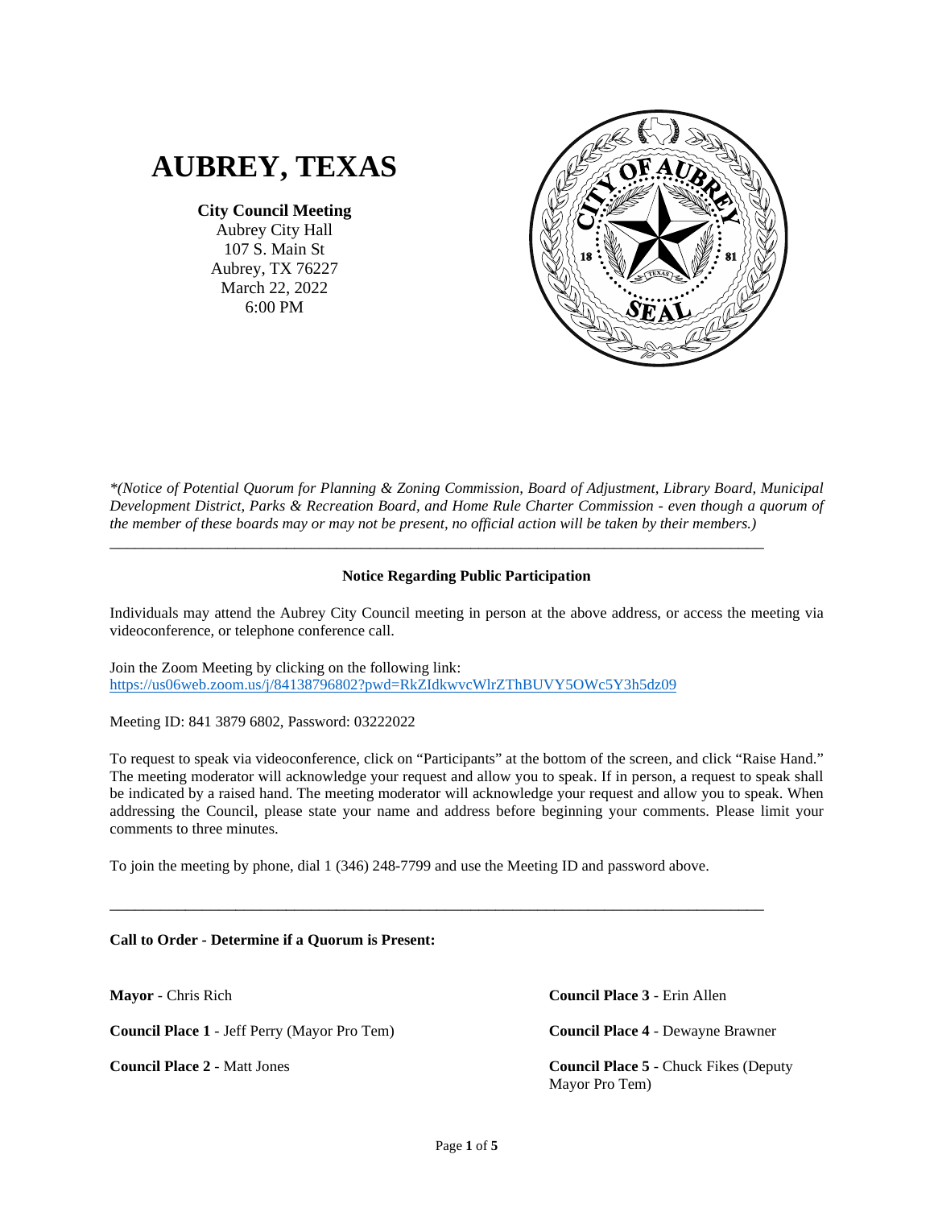# AUBREY, TEXAS

**City Council Meeting**
Aubrey City Hall
107 S. Main St
Aubrey, TX 76227
March 22, 2022
6:00 PM

*\*(Notice of Potential Quorum for Planning & Zoning Commission, Board of Adjustment, Library Board, Municipal Development District, Parks & Recreation Board, and Home Rule Charter Commission - even though a quorum of the member of these boards may or may not be present, no official action will be taken by their members.)*

---

**Notice Regarding Public Participation**

Individuals may attend the Aubrey City Council meeting in person at the above address, or access the meeting via videoconference, or telephone conference call.

Join the Zoom Meeting by clicking on the following link:
https://us06web.zoom.us/j/84138796802?pwd=RkZIdkwvcWlrZThBUVY5OWc5Y3h5dz09

Meeting ID: 841 3879 6802, Password: 03222022

To request to speak via videoconference, click on "Participants" at the bottom of the screen, and click "Raise Hand." The meeting moderator will acknowledge your request and allow you to speak. If in person, a request to speak shall be indicated by a raised hand. The meeting moderator will acknowledge your request and allow you to speak. When addressing the Council, please state your name and address before beginning your comments. Please limit your comments to three minutes.

To join the meeting by phone, dial 1 (346) 248-7799 and use the Meeting ID and password above.

---

**Call to Order - Determine if a Quorum is Present:**

**Mayor** - Chris Rich

**Council Place 1** - Jeff Perry (Mayor Pro Tem)

**Council Place 2** - Matt Jones

**Council Place 3** - Erin Allen

**Council Place 4** - Dewayne Brawner

**Council Place 5** - Chuck Fikes (Deputy Mayor Pro Tem)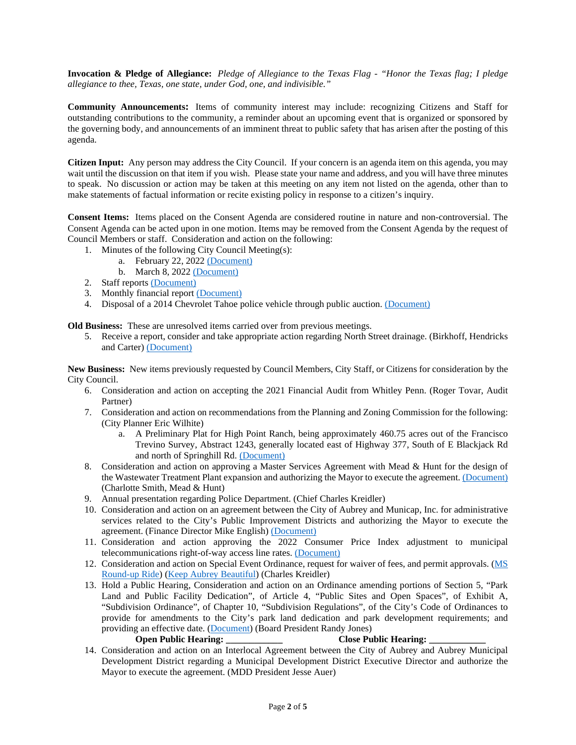**Invocation & Pledge of Allegiance:** *Pledge of Allegiance to the Texas Flag - "Honor the Texas flag; I pledge allegiance to thee, Texas, one state, under God, one, and indivisible."*

**Community Announcements:** Items of community interest may include: recognizing Citizens and Staff for outstanding contributions to the community, a reminder about an upcoming event that is organized or sponsored by the governing body, and announcements of an imminent threat to public safety that has arisen after the posting of this agenda.

**Citizen Input:** Any person may address the City Council. If your concern is an agenda item on this agenda, you may wait until the discussion on that item if you wish. Please state your name and address, and you will have three minutes to speak. No discussion or action may be taken at this meeting on any item not listed on the agenda, other than to make statements of factual information or recite existing policy in response to a citizen's inquiry.

**Consent Items:** Items placed on the Consent Agenda are considered routine in nature and non-controversial. The Consent Agenda can be acted upon in one motion. Items may be removed from the Consent Agenda by the request of Council Members or staff. Consideration and action on the following:

1. Minutes of the following City Council Meeting(s):
    a. February 22, 2022 (Document)
    b. March 8, 2022 (Document)
2. Staff reports (Document)
3. Monthly financial report (Document)
4. Disposal of a 2014 Chevrolet Tahoe police vehicle through public auction. (Document)

**Old Business:** These are unresolved items carried over from previous meetings.

5. Receive a report, consider and take appropriate action regarding North Street drainage. (Birkhoff, Hendricks and Carter) (Document)

**New Business:** New items previously requested by Council Members, City Staff, or Citizens for consideration by the City Council.

6. Consideration and action on accepting the 2021 Financial Audit from Whitley Penn. (Roger Tovar, Audit Partner)
7. Consideration and action on recommendations from the Planning and Zoning Commission for the following: (City Planner Eric Wilhite)
    a. A Preliminary Plat for High Point Ranch, being approximately 460.75 acres out of the Francisco Trevino Survey, Abstract 1243, generally located east of Highway 377, South of E Blackjack Rd and north of Springhill Rd. (Document)
8. Consideration and action on approving a Master Services Agreement with Mead & Hunt for the design of the Wastewater Treatment Plant expansion and authorizing the Mayor to execute the agreement. (Document) (Charlotte Smith, Mead & Hunt)
9. Annual presentation regarding Police Department. (Chief Charles Kreidler)
10. Consideration and action on an agreement between the City of Aubrey and Municap, Inc. for administrative services related to the City's Public Improvement Districts and authorizing the Mayor to execute the agreement. (Finance Director Mike English) (Document)
11. Consideration and action approving the 2022 Consumer Price Index adjustment to municipal telecommunications right-of-way access line rates. (Document)
12. Consideration and action on Special Event Ordinance, request for waiver of fees, and permit approvals. (MS Round-up Ride) (Keep Aubrey Beautiful) (Charles Kreidler)
13. Hold a Public Hearing, Consideration and action on an Ordinance amending portions of Section 5, "Park Land and Public Facility Dedication", of Article 4, "Public Sites and Open Spaces", of Exhibit A, "Subdivision Ordinance", of Chapter 10, "Subdivision Regulations", of the City's Code of Ordinances to provide for amendments to the City's park land dedication and park development requirements; and providing an effective date. (Document) (Board President Randy Jones)

    **Open Public Hearing: ____________** **Close Public Hearing: ____________**

14. Consideration and action on an Interlocal Agreement between the City of Aubrey and Aubrey Municipal Development District regarding a Municipal Development District Executive Director and authorize the Mayor to execute the agreement. (MDD President Jesse Auer)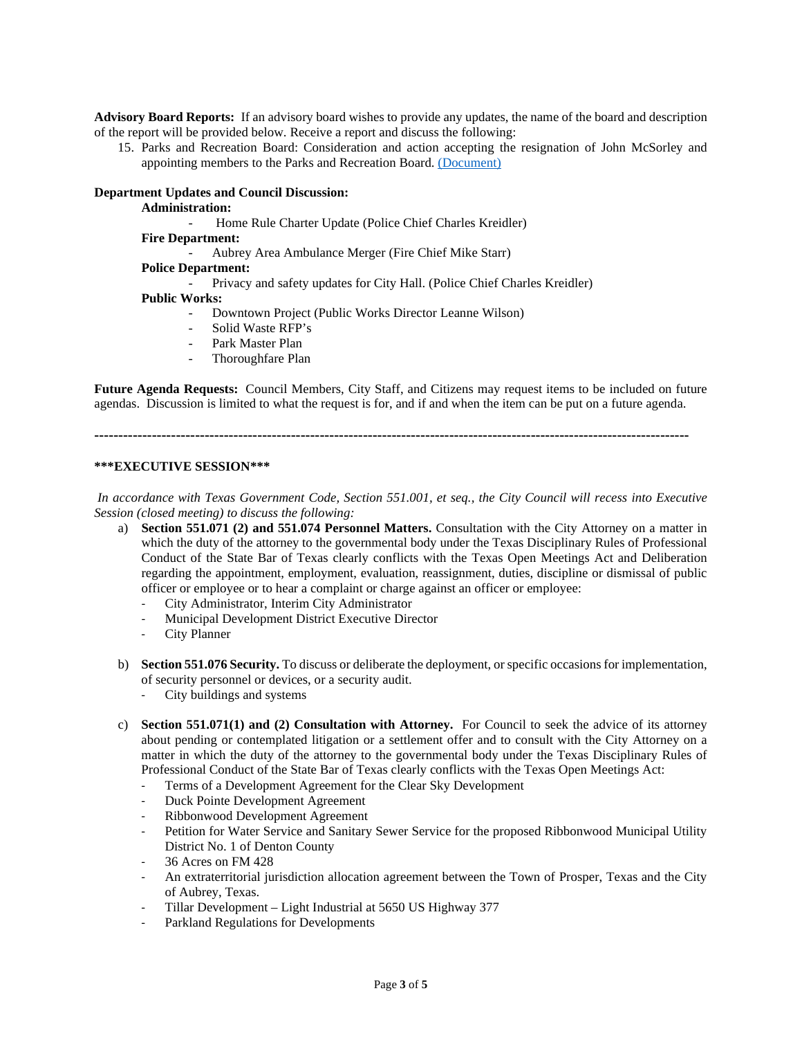**Advisory Board Reports:** If an advisory board wishes to provide any updates, the name of the board and description of the report will be provided below. Receive a report and discuss the following:

15. Parks and Recreation Board: Consideration and action accepting the resignation of John McSorley and appointing members to the Parks and Recreation Board. [(Document)]

**Department Updates and Council Discussion:**

**Administration:**

- Home Rule Charter Update (Police Chief Charles Kreidler)

**Fire Department:**

- Aubrey Area Ambulance Merger (Fire Chief Mike Starr)

**Police Department:**

- Privacy and safety updates for City Hall. (Police Chief Charles Kreidler)

**Public Works:**

- Downtown Project (Public Works Director Leanne Wilson)
- Solid Waste RFP's
- Park Master Plan
- Thoroughfare Plan

**Future Agenda Requests:** Council Members, City Staff, and Citizens may request items to be included on future agendas. Discussion is limited to what the request is for, and if and when the item can be put on a future agenda.

---

**\*\*\*EXECUTIVE SESSION\*\*\***

*In accordance with Texas Government Code, Section 551.001, et seq., the City Council will recess into Executive Session (closed meeting) to discuss the following:*

a) **Section 551.071 (2) and 551.074 Personnel Matters.** Consultation with the City Attorney on a matter in which the duty of the attorney to the governmental body under the Texas Disciplinary Rules of Professional Conduct of the State Bar of Texas clearly conflicts with the Texas Open Meetings Act and Deliberation regarding the appointment, employment, evaluation, reassignment, duties, discipline or dismissal of public officer or employee or to hear a complaint or charge against an officer or employee:
   - City Administrator, Interim City Administrator
   - Municipal Development District Executive Director
   - City Planner

b) **Section 551.076 Security.** To discuss or deliberate the deployment, or specific occasions for implementation, of security personnel or devices, or a security audit.
   - City buildings and systems

c) **Section 551.071(1) and (2) Consultation with Attorney.** For Council to seek the advice of its attorney about pending or contemplated litigation or a settlement offer and to consult with the City Attorney on a matter in which the duty of the attorney to the governmental body under the Texas Disciplinary Rules of Professional Conduct of the State Bar of Texas clearly conflicts with the Texas Open Meetings Act:
   - Terms of a Development Agreement for the Clear Sky Development
   - Duck Pointe Development Agreement
   - Ribbonwood Development Agreement
   - Petition for Water Service and Sanitary Sewer Service for the proposed Ribbonwood Municipal Utility District No. 1 of Denton County
   - 36 Acres on FM 428
   - An extraterritorial jurisdiction allocation agreement between the Town of Prosper, Texas and the City of Aubrey, Texas.
   - Tillar Development – Light Industrial at 5650 US Highway 377
   - Parkland Regulations for Developments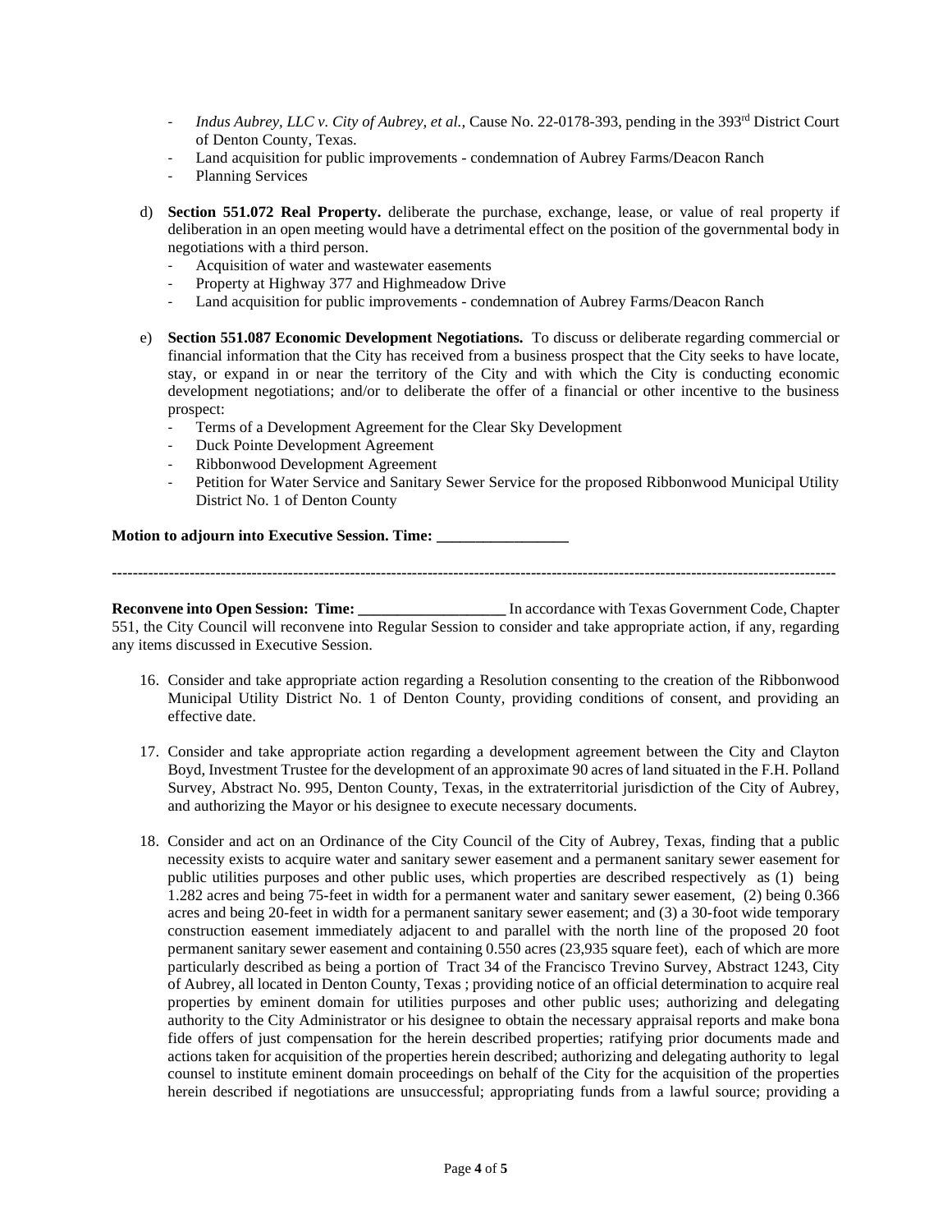- *Indus Aubrey, LLC v. City of Aubrey, et al.,* Cause No. 22-0178-393, pending in the 393rd District Court of Denton County, Texas.
- Land acquisition for public improvements - condemnation of Aubrey Farms/Deacon Ranch
- Planning Services

d) **Section 551.072 Real Property.** deliberate the purchase, exchange, lease, or value of real property if deliberation in an open meeting would have a detrimental effect on the position of the governmental body in negotiations with a third person.
- Acquisition of water and wastewater easements
- Property at Highway 377 and Highmeadow Drive
- Land acquisition for public improvements - condemnation of Aubrey Farms/Deacon Ranch

e) **Section 551.087 Economic Development Negotiations.** To discuss or deliberate regarding commercial or financial information that the City has received from a business prospect that the City seeks to have locate, stay, or expand in or near the territory of the City and with which the City is conducting economic development negotiations; and/or to deliberate the offer of a financial or other incentive to the business prospect:
- Terms of a Development Agreement for the Clear Sky Development
- Duck Pointe Development Agreement
- Ribbonwood Development Agreement
- Petition for Water Service and Sanitary Sewer Service for the proposed Ribbonwood Municipal Utility District No. 1 of Denton County

**Motion to adjourn into Executive Session. Time: _________________**

---

**Reconvene into Open Session: Time: ___________________** In accordance with Texas Government Code, Chapter 551, the City Council will reconvene into Regular Session to consider and take appropriate action, if any, regarding any items discussed in Executive Session.

16. Consider and take appropriate action regarding a Resolution consenting to the creation of the Ribbonwood Municipal Utility District No. 1 of Denton County, providing conditions of consent, and providing an effective date.

17. Consider and take appropriate action regarding a development agreement between the City and Clayton Boyd, Investment Trustee for the development of an approximate 90 acres of land situated in the F.H. Polland Survey, Abstract No. 995, Denton County, Texas, in the extraterritorial jurisdiction of the City of Aubrey, and authorizing the Mayor or his designee to execute necessary documents.

18. Consider and act on an Ordinance of the City Council of the City of Aubrey, Texas, finding that a public necessity exists to acquire water and sanitary sewer easement and a permanent sanitary sewer easement for public utilities purposes and other public uses, which properties are described respectively as (1) being 1.282 acres and being 75-feet in width for a permanent water and sanitary sewer easement, (2) being 0.366 acres and being 20-feet in width for a permanent sanitary sewer easement; and (3) a 30-foot wide temporary construction easement immediately adjacent to and parallel with the north line of the proposed 20 foot permanent sanitary sewer easement and containing 0.550 acres (23,935 square feet), each of which are more particularly described as being a portion of Tract 34 of the Francisco Trevino Survey, Abstract 1243, City of Aubrey, all located in Denton County, Texas ; providing notice of an official determination to acquire real properties by eminent domain for utilities purposes and other public uses; authorizing and delegating authority to the City Administrator or his designee to obtain the necessary appraisal reports and make bona fide offers of just compensation for the herein described properties; ratifying prior documents made and actions taken for acquisition of the properties herein described; authorizing and delegating authority to legal counsel to institute eminent domain proceedings on behalf of the City for the acquisition of the properties herein described if negotiations are unsuccessful; appropriating funds from a lawful source; providing a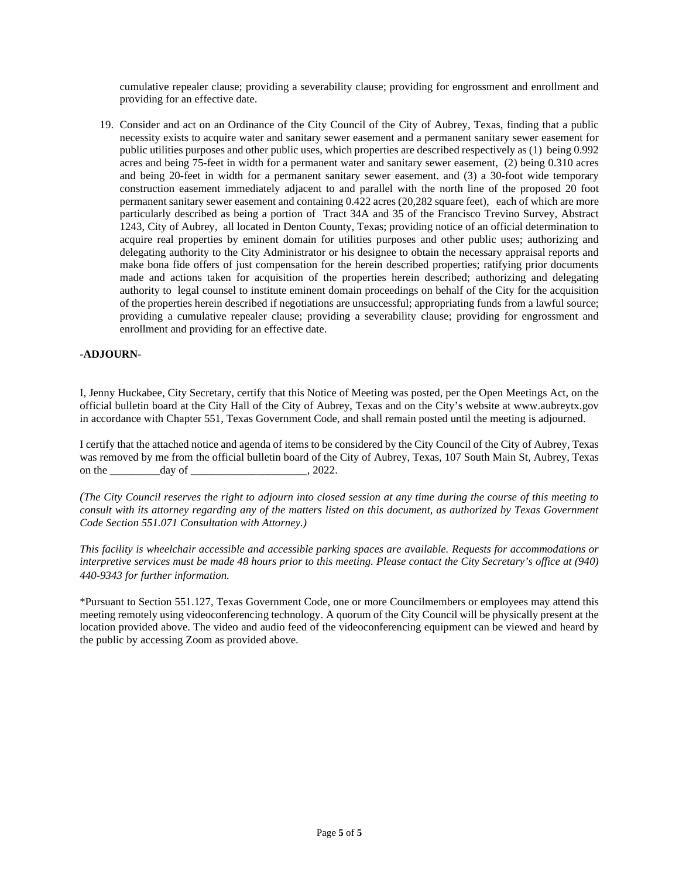cumulative repealer clause; providing a severability clause; providing for engrossment and enrollment and providing for an effective date.

19. Consider and act on an Ordinance of the City Council of the City of Aubrey, Texas, finding that a public necessity exists to acquire water and sanitary sewer easement and a permanent sanitary sewer easement for public utilities purposes and other public uses, which properties are described respectively as (1) being 0.992 acres and being 75-feet in width for a permanent water and sanitary sewer easement, (2) being 0.310 acres and being 20-feet in width for a permanent sanitary sewer easement. and (3) a 30-foot wide temporary construction easement immediately adjacent to and parallel with the north line of the proposed 20 foot permanent sanitary sewer easement and containing 0.422 acres (20,282 square feet), each of which are more particularly described as being a portion of Tract 34A and 35 of the Francisco Trevino Survey, Abstract 1243, City of Aubrey, all located in Denton County, Texas; providing notice of an official determination to acquire real properties by eminent domain for utilities purposes and other public uses; authorizing and delegating authority to the City Administrator or his designee to obtain the necessary appraisal reports and make bona fide offers of just compensation for the herein described properties; ratifying prior documents made and actions taken for acquisition of the properties herein described; authorizing and delegating authority to legal counsel to institute eminent domain proceedings on behalf of the City for the acquisition of the properties herein described if negotiations are unsuccessful; appropriating funds from a lawful source; providing a cumulative repealer clause; providing a severability clause; providing for engrossment and enrollment and providing for an effective date.

**-ADJOURN-**

I, Jenny Huckabee, City Secretary, certify that this Notice of Meeting was posted, per the Open Meetings Act, on the official bulletin board at the City Hall of the City of Aubrey, Texas and on the City's website at www.aubreytx.gov in accordance with Chapter 551, Texas Government Code, and shall remain posted until the meeting is adjourned.

I certify that the attached notice and agenda of items to be considered by the City Council of the City of Aubrey, Texas was removed by me from the official bulletin board of the City of Aubrey, Texas, 107 South Main St, Aubrey, Texas on the _________day of _____________________, 2022.

*(The City Council reserves the right to adjourn into closed session at any time during the course of this meeting to consult with its attorney regarding any of the matters listed on this document, as authorized by Texas Government Code Section 551.071 Consultation with Attorney.)*

*This facility is wheelchair accessible and accessible parking spaces are available. Requests for accommodations or interpretive services must be made 48 hours prior to this meeting. Please contact the City Secretary's office at (940) 440-9343 for further information.*

*Pursuant to Section 551.127, Texas Government Code, one or more Councilmembers or employees may attend this meeting remotely using videoconferencing technology. A quorum of the City Council will be physically present at the location provided above. The video and audio feed of the videoconferencing equipment can be viewed and heard by the public by accessing Zoom as provided above.